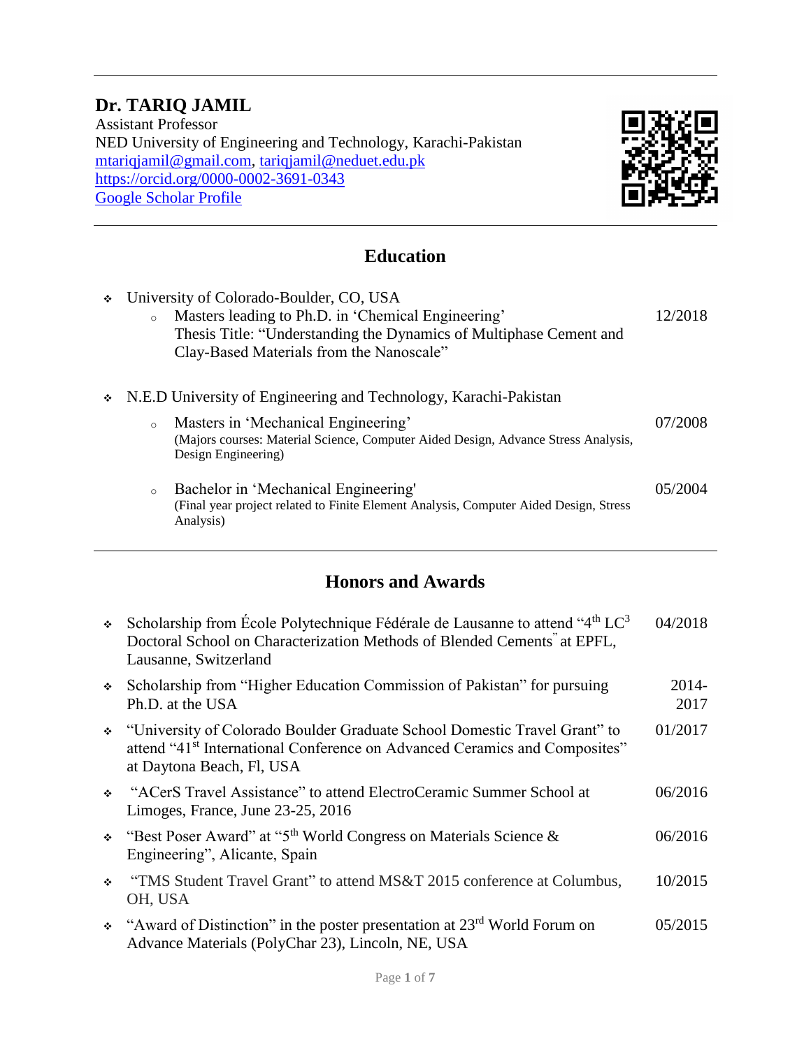# Dr. TARIQ JAMIL

Assistant Professor
NED University of Engineering and Technology, Karachi-Pakistan
mtariqjamil@gmail.com, tariqjamil@neduet.edu.pk
https://orcid.org/0000-0002-3691-0343
Google Scholar Profile

## Education

- University of Colorado-Boulder, CO, USA
  - Masters leading to Ph.D. in 'Chemical Engineering' — 12/2018
    Thesis Title: "Understanding the Dynamics of Multiphase Cement and Clay-Based Materials from the Nanoscale"

- N.E.D University of Engineering and Technology, Karachi-Pakistan
  - Masters in 'Mechanical Engineering' — 07/2008
    (Majors courses: Material Science, Computer Aided Design, Advance Stress Analysis, Design Engineering)
  - Bachelor in 'Mechanical Engineering' — 05/2004
    (Final year project related to Finite Element Analysis, Computer Aided Design, Stress Analysis)

## Honors and Awards

- Scholarship from École Polytechnique Fédérale de Lausanne to attend "4th $LC^3$ Doctoral School on Characterization Methods of Blended Cements" at EPFL, Lausanne, Switzerland — 04/2018
- Scholarship from "Higher Education Commission of Pakistan" for pursuing Ph.D. at the USA — 2014-2017
- "University of Colorado Boulder Graduate School Domestic Travel Grant" to attend "41st International Conference on Advanced Ceramics and Composites" at Daytona Beach, Fl, USA — 01/2017
- "ACerS Travel Assistance" to attend ElectroCeramic Summer School at Limoges, France, June 23-25, 2016 — 06/2016
- "Best Poser Award" at "5th World Congress on Materials Science & Engineering", Alicante, Spain — 06/2016
- "TMS Student Travel Grant" to attend MS&T 2015 conference at Columbus, OH, USA — 10/2015
- "Award of Distinction" in the poster presentation at 23rd World Forum on Advance Materials (PolyChar 23), Lincoln, NE, USA — 05/2015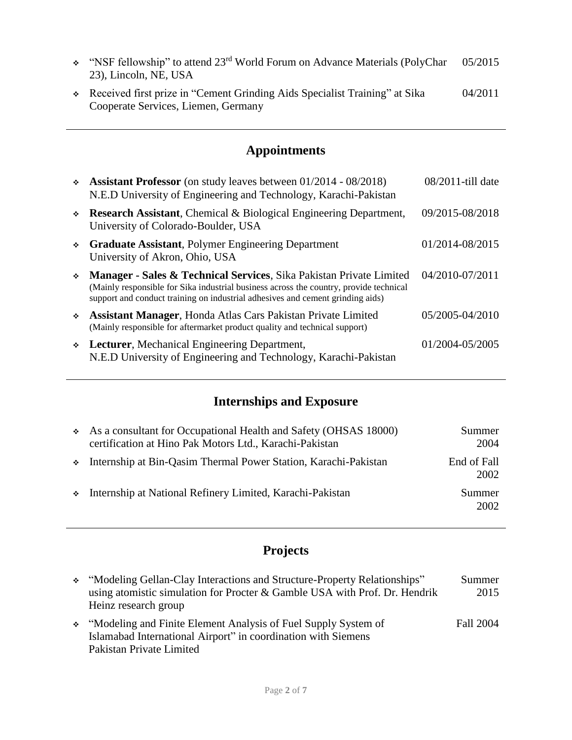- "NSF fellowship" to attend 23$^{rd}$ World Forum on Advance Materials (PolyChar 23), Lincoln, NE, USA — 05/2015
- Received first prize in "Cement Grinding Aids Specialist Training" at Sika Cooperate Services, Liemen, Germany — 04/2011

## Appointments

- **Assistant Professor** (on study leaves between 01/2014 - 08/2018) N.E.D University of Engineering and Technology, Karachi-Pakistan — 08/2011-till date
- **Research Assistant**, Chemical & Biological Engineering Department, University of Colorado-Boulder, USA — 09/2015-08/2018
- **Graduate Assistant**, Polymer Engineering Department University of Akron, Ohio, USA — 01/2014-08/2015
- **Manager - Sales & Technical Services**, Sika Pakistan Private Limited (Mainly responsible for Sika industrial business across the country, provide technical support and conduct training on industrial adhesives and cement grinding aids) — 04/2010-07/2011
- **Assistant Manager**, Honda Atlas Cars Pakistan Private Limited (Mainly responsible for aftermarket product quality and technical support) — 05/2005-04/2010
- **Lecturer**, Mechanical Engineering Department, N.E.D University of Engineering and Technology, Karachi-Pakistan — 01/2004-05/2005

## Internships and Exposure

- As a consultant for Occupational Health and Safety (OHSAS 18000) certification at Hino Pak Motors Ltd., Karachi-Pakistan — Summer 2004
- Internship at Bin-Qasim Thermal Power Station, Karachi-Pakistan — End of Fall 2002
- Internship at National Refinery Limited, Karachi-Pakistan — Summer 2002

## Projects

- "Modeling Gellan-Clay Interactions and Structure-Property Relationships" using atomistic simulation for Procter & Gamble USA with Prof. Dr. Hendrik Heinz research group — Summer 2015
- "Modeling and Finite Element Analysis of Fuel Supply System of Islamabad International Airport" in coordination with Siemens Pakistan Private Limited — Fall 2004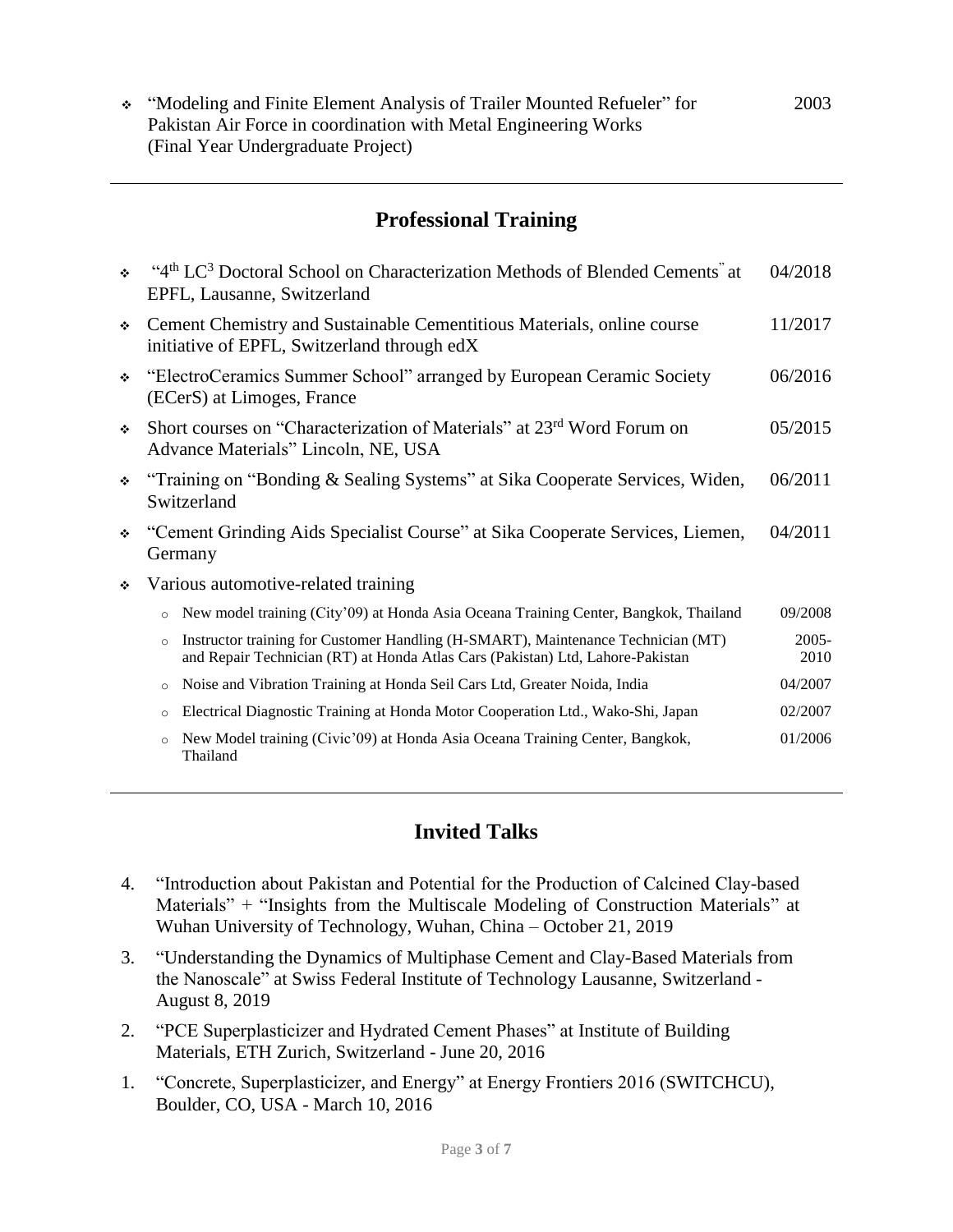- "Modeling and Finite Element Analysis of Trailer Mounted Refueler" for Pakistan Air Force in coordination with Metal Engineering Works (Final Year Undergraduate Project) — 2003

## Professional Training

- "4th LC$^3$ Doctoral School on Characterization Methods of Blended Cements" at EPFL, Lausanne, Switzerland — 04/2018
- Cement Chemistry and Sustainable Cementitious Materials, online course initiative of EPFL, Switzerland through edX — 11/2017
- "ElectroCeramics Summer School" arranged by European Ceramic Society (ECerS) at Limoges, France — 06/2016
- Short courses on "Characterization of Materials" at 23rd Word Forum on Advance Materials" Lincoln, NE, USA — 05/2015
- "Training on "Bonding & Sealing Systems" at Sika Cooperate Services, Widen, Switzerland — 06/2011
- "Cement Grinding Aids Specialist Course" at Sika Cooperate Services, Liemen, Germany — 04/2011
- Various automotive-related training
  - New model training (City'09) at Honda Asia Oceana Training Center, Bangkok, Thailand — 09/2008
  - Instructor training for Customer Handling (H-SMART), Maintenance Technician (MT) and Repair Technician (RT) at Honda Atlas Cars (Pakistan) Ltd, Lahore-Pakistan — 2005-2010
  - Noise and Vibration Training at Honda Seil Cars Ltd, Greater Noida, India — 04/2007
  - Electrical Diagnostic Training at Honda Motor Cooperation Ltd., Wako-Shi, Japan — 02/2007
  - New Model training (Civic'09) at Honda Asia Oceana Training Center, Bangkok, Thailand — 01/2006

## Invited Talks

4. "Introduction about Pakistan and Potential for the Production of Calcined Clay-based Materials" + "Insights from the Multiscale Modeling of Construction Materials" at Wuhan University of Technology, Wuhan, China – October 21, 2019
3. "Understanding the Dynamics of Multiphase Cement and Clay-Based Materials from the Nanoscale" at Swiss Federal Institute of Technology Lausanne, Switzerland - August 8, 2019
2. "PCE Superplasticizer and Hydrated Cement Phases" at Institute of Building Materials, ETH Zurich, Switzerland - June 20, 2016
1. "Concrete, Superplasticizer, and Energy" at Energy Frontiers 2016 (SWITCHCU), Boulder, CO, USA - March 10, 2016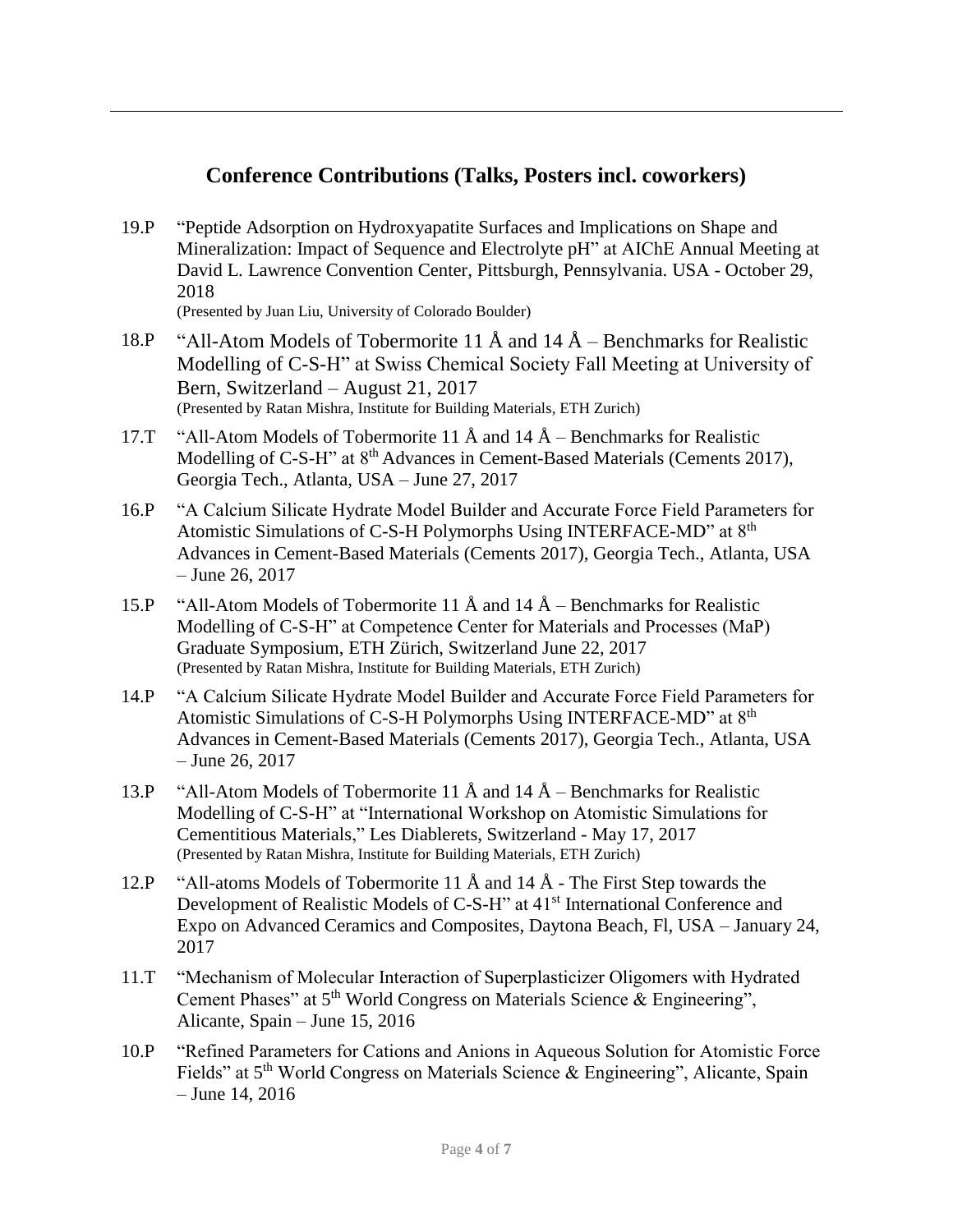## Conference Contributions (Talks, Posters incl. coworkers)

19.P "Peptide Adsorption on Hydroxyapatite Surfaces and Implications on Shape and Mineralization: Impact of Sequence and Electrolyte pH" at AIChE Annual Meeting at David L. Lawrence Convention Center, Pittsburgh, Pennsylvania. USA - October 29, 2018
(Presented by Juan Liu, University of Colorado Boulder)

18.P "All-Atom Models of Tobermorite 11 Å and 14 Å – Benchmarks for Realistic Modelling of C-S-H" at Swiss Chemical Society Fall Meeting at University of Bern, Switzerland – August 21, 2017
(Presented by Ratan Mishra, Institute for Building Materials, ETH Zurich)

17.T "All-Atom Models of Tobermorite 11 Å and 14 Å – Benchmarks for Realistic Modelling of C-S-H" at 8th Advances in Cement-Based Materials (Cements 2017), Georgia Tech., Atlanta, USA – June 27, 2017

16.P "A Calcium Silicate Hydrate Model Builder and Accurate Force Field Parameters for Atomistic Simulations of C-S-H Polymorphs Using INTERFACE-MD" at 8th Advances in Cement-Based Materials (Cements 2017), Georgia Tech., Atlanta, USA – June 26, 2017

15.P "All-Atom Models of Tobermorite 11 Å and 14 Å – Benchmarks for Realistic Modelling of C-S-H" at Competence Center for Materials and Processes (MaP) Graduate Symposium, ETH Zürich, Switzerland June 22, 2017
(Presented by Ratan Mishra, Institute for Building Materials, ETH Zurich)

14.P "A Calcium Silicate Hydrate Model Builder and Accurate Force Field Parameters for Atomistic Simulations of C-S-H Polymorphs Using INTERFACE-MD" at 8th Advances in Cement-Based Materials (Cements 2017), Georgia Tech., Atlanta, USA – June 26, 2017

13.P "All-Atom Models of Tobermorite 11 Å and 14 Å – Benchmarks for Realistic Modelling of C-S-H" at "International Workshop on Atomistic Simulations for Cementitious Materials," Les Diablerets, Switzerland - May 17, 2017
(Presented by Ratan Mishra, Institute for Building Materials, ETH Zurich)

12.P "All-atoms Models of Tobermorite 11 Å and 14 Å - The First Step towards the Development of Realistic Models of C-S-H" at 41st International Conference and Expo on Advanced Ceramics and Composites, Daytona Beach, Fl, USA – January 24, 2017

11.T "Mechanism of Molecular Interaction of Superplasticizer Oligomers with Hydrated Cement Phases" at 5th World Congress on Materials Science & Engineering", Alicante, Spain – June 15, 2016

10.P "Refined Parameters for Cations and Anions in Aqueous Solution for Atomistic Force Fields" at 5th World Congress on Materials Science & Engineering", Alicante, Spain – June 14, 2016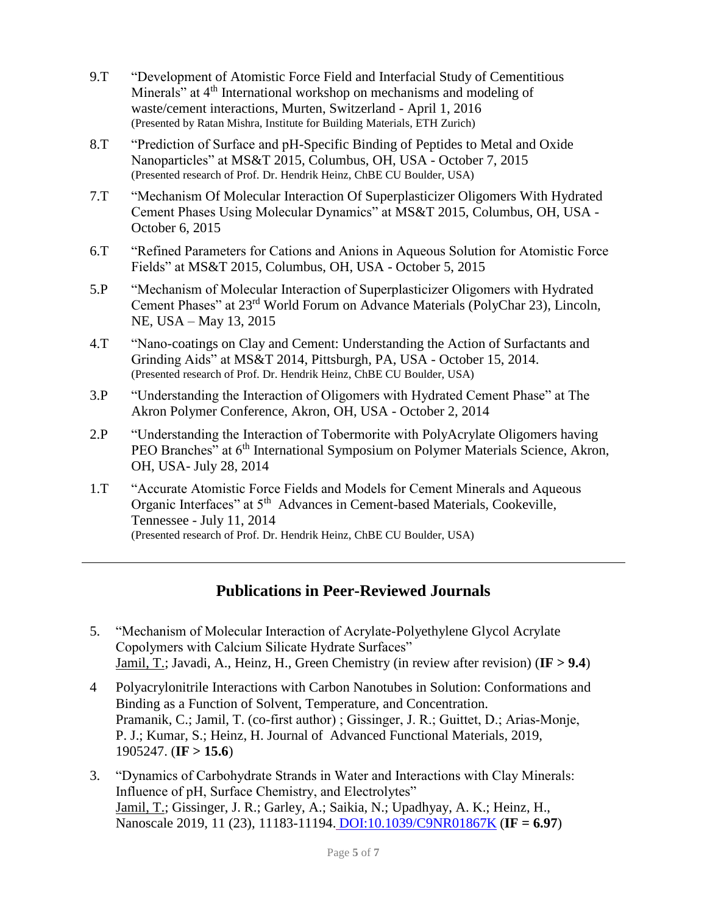9.T "Development of Atomistic Force Field and Interfacial Study of Cementitious Minerals" at 4th International workshop on mechanisms and modeling of waste/cement interactions, Murten, Switzerland - April 1, 2016
(Presented by Ratan Mishra, Institute for Building Materials, ETH Zurich)

8.T "Prediction of Surface and pH-Specific Binding of Peptides to Metal and Oxide Nanoparticles" at MS&T 2015, Columbus, OH, USA - October 7, 2015
(Presented research of Prof. Dr. Hendrik Heinz, ChBE CU Boulder, USA)

7.T "Mechanism Of Molecular Interaction Of Superplasticizer Oligomers With Hydrated Cement Phases Using Molecular Dynamics" at MS&T 2015, Columbus, OH, USA - October 6, 2015

6.T "Refined Parameters for Cations and Anions in Aqueous Solution for Atomistic Force Fields" at MS&T 2015, Columbus, OH, USA - October 5, 2015

5.P "Mechanism of Molecular Interaction of Superplasticizer Oligomers with Hydrated Cement Phases" at 23rd World Forum on Advance Materials (PolyChar 23), Lincoln, NE, USA – May 13, 2015

4.T "Nano-coatings on Clay and Cement: Understanding the Action of Surfactants and Grinding Aids" at MS&T 2014, Pittsburgh, PA, USA - October 15, 2014.
(Presented research of Prof. Dr. Hendrik Heinz, ChBE CU Boulder, USA)

3.P "Understanding the Interaction of Oligomers with Hydrated Cement Phase" at The Akron Polymer Conference, Akron, OH, USA - October 2, 2014

2.P "Understanding the Interaction of Tobermorite with PolyAcrylate Oligomers having PEO Branches" at 6th International Symposium on Polymer Materials Science, Akron, OH, USA- July 28, 2014

1.T "Accurate Atomistic Force Fields and Models for Cement Minerals and Aqueous Organic Interfaces" at 5th Advances in Cement-based Materials, Cookeville, Tennessee - July 11, 2014
(Presented research of Prof. Dr. Hendrik Heinz, ChBE CU Boulder, USA)

---

## Publications in Peer-Reviewed Journals

5. "Mechanism of Molecular Interaction of Acrylate-Polyethylene Glycol Acrylate Copolymers with Calcium Silicate Hydrate Surfaces"
Jamil, T.; Javadi, A., Heinz, H., Green Chemistry (in review after revision) (**IF > 9.4**)

4 Polyacrylonitrile Interactions with Carbon Nanotubes in Solution: Conformations and Binding as a Function of Solvent, Temperature, and Concentration.
Pramanik, C.; Jamil, T. (co-first author) ; Gissinger, J. R.; Guittet, D.; Arias-Monje, P. J.; Kumar, S.; Heinz, H. Journal of Advanced Functional Materials, 2019, 1905247. (**IF > 15.6**)

3. "Dynamics of Carbohydrate Strands in Water and Interactions with Clay Minerals: Influence of pH, Surface Chemistry, and Electrolytes"
Jamil, T.; Gissinger, J. R.; Garley, A.; Saikia, N.; Upadhyay, A. K.; Heinz, H., Nanoscale 2019, 11 (23), 11183-11194. DOI:10.1039/C9NR01867K (**IF = 6.97**)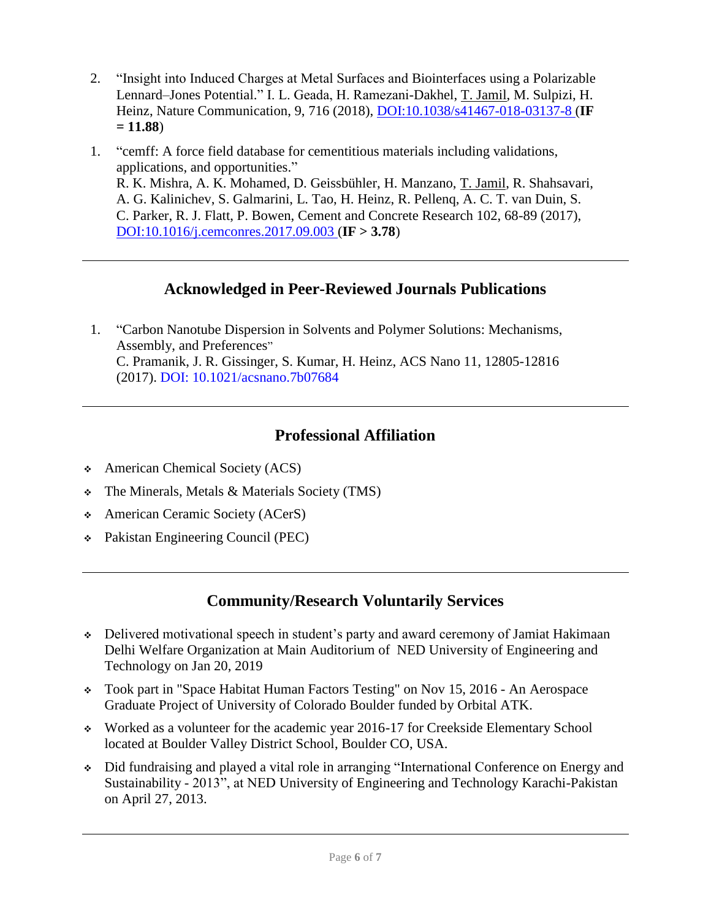2. “Insight into Induced Charges at Metal Surfaces and Biointerfaces using a Polarizable Lennard–Jones Potential.” I. L. Geada, H. Ramezani-Dakhel, T. Jamil, M. Sulpizi, H. Heinz, Nature Communication, 9, 716 (2018), [DOI:10.1038/s41467-018-03137-8](https://doi.org/10.1038/s41467-018-03137-8) (**IF = 11.88**)

1. “cemff: A force field database for cementitious materials including validations, applications, and opportunities.”
R. K. Mishra, A. K. Mohamed, D. Geissbühler, H. Manzano, T. Jamil, R. Shahsavari, A. G. Kalinichev, S. Galmarini, L. Tao, H. Heinz, R. Pellenq, A. C. T. van Duin, S. C. Parker, R. J. Flatt, P. Bowen, Cement and Concrete Research 102, 68-89 (2017), [DOI:10.1016/j.cemconres.2017.09.003](https://doi.org/10.1016/j.cemconres.2017.09.003) (**IF > 3.78**)

---

## Acknowledged in Peer-Reviewed Journals Publications

1. “Carbon Nanotube Dispersion in Solvents and Polymer Solutions: Mechanisms, Assembly, and Preferences”
C. Pramanik, J. R. Gissinger, S. Kumar, H. Heinz, ACS Nano 11, 12805-12816 (2017). DOI: 10.1021/acsnano.7b07684

---

## Professional Affiliation

- American Chemical Society (ACS)
- The Minerals, Metals & Materials Society (TMS)
- American Ceramic Society (ACerS)
- Pakistan Engineering Council (PEC)

---

## Community/Research Voluntarily Services

- Delivered motivational speech in student’s party and award ceremony of Jamiat Hakimaan Delhi Welfare Organization at Main Auditorium of NED University of Engineering and Technology on Jan 20, 2019
- Took part in "Space Habitat Human Factors Testing" on Nov 15, 2016 - An Aerospace Graduate Project of University of Colorado Boulder funded by Orbital ATK.
- Worked as a volunteer for the academic year 2016-17 for Creekside Elementary School located at Boulder Valley District School, Boulder CO, USA.
- Did fundraising and played a vital role in arranging “International Conference on Energy and Sustainability - 2013”, at NED University of Engineering and Technology Karachi-Pakistan on April 27, 2013.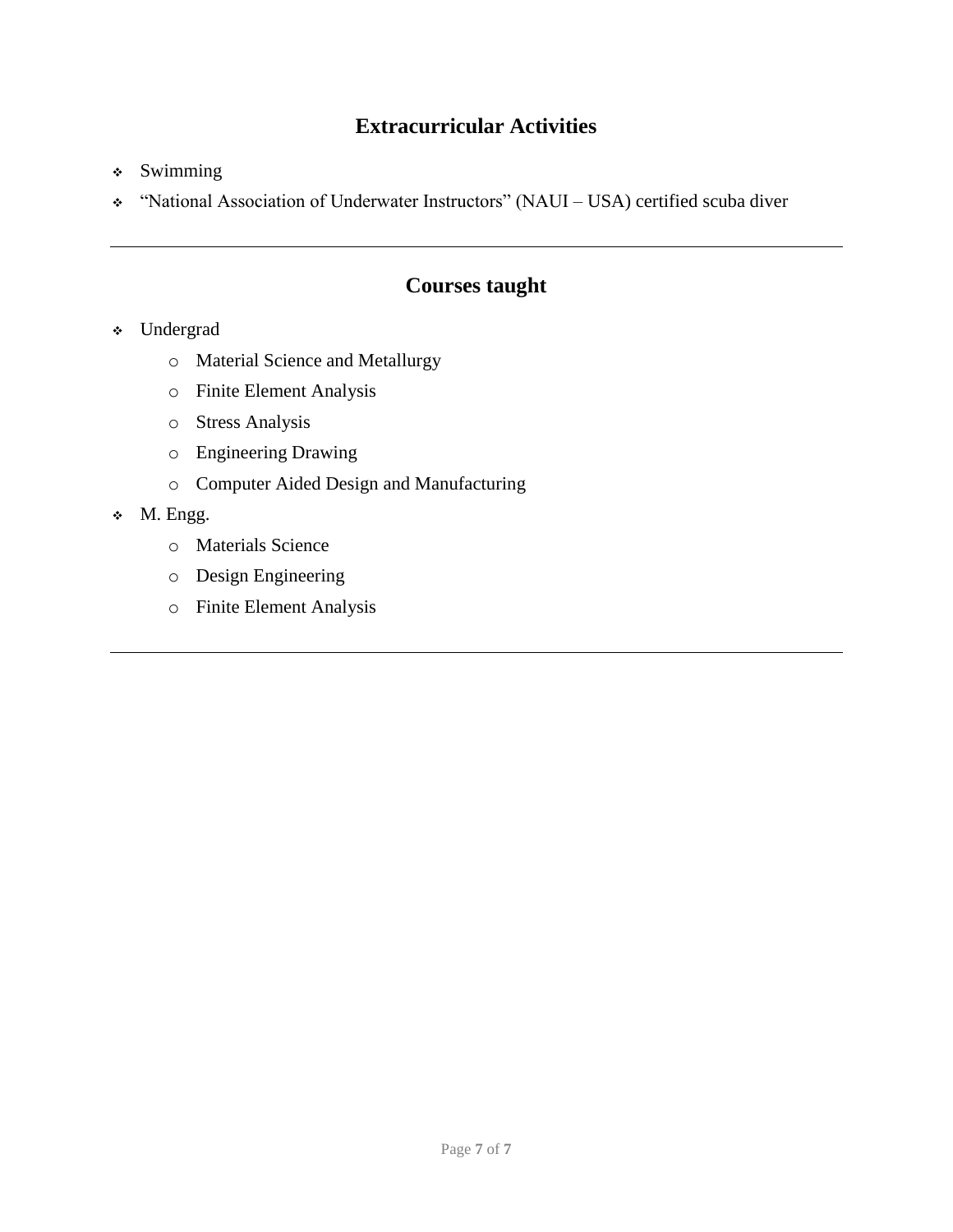## Extracurricular Activities

- Swimming
- "National Association of Underwater Instructors" (NAUI – USA) certified scuba diver

---

## Courses taught

- Undergrad
  - Material Science and Metallurgy
  - Finite Element Analysis
  - Stress Analysis
  - Engineering Drawing
  - Computer Aided Design and Manufacturing
- M. Engg.
  - Materials Science
  - Design Engineering
  - Finite Element Analysis

---